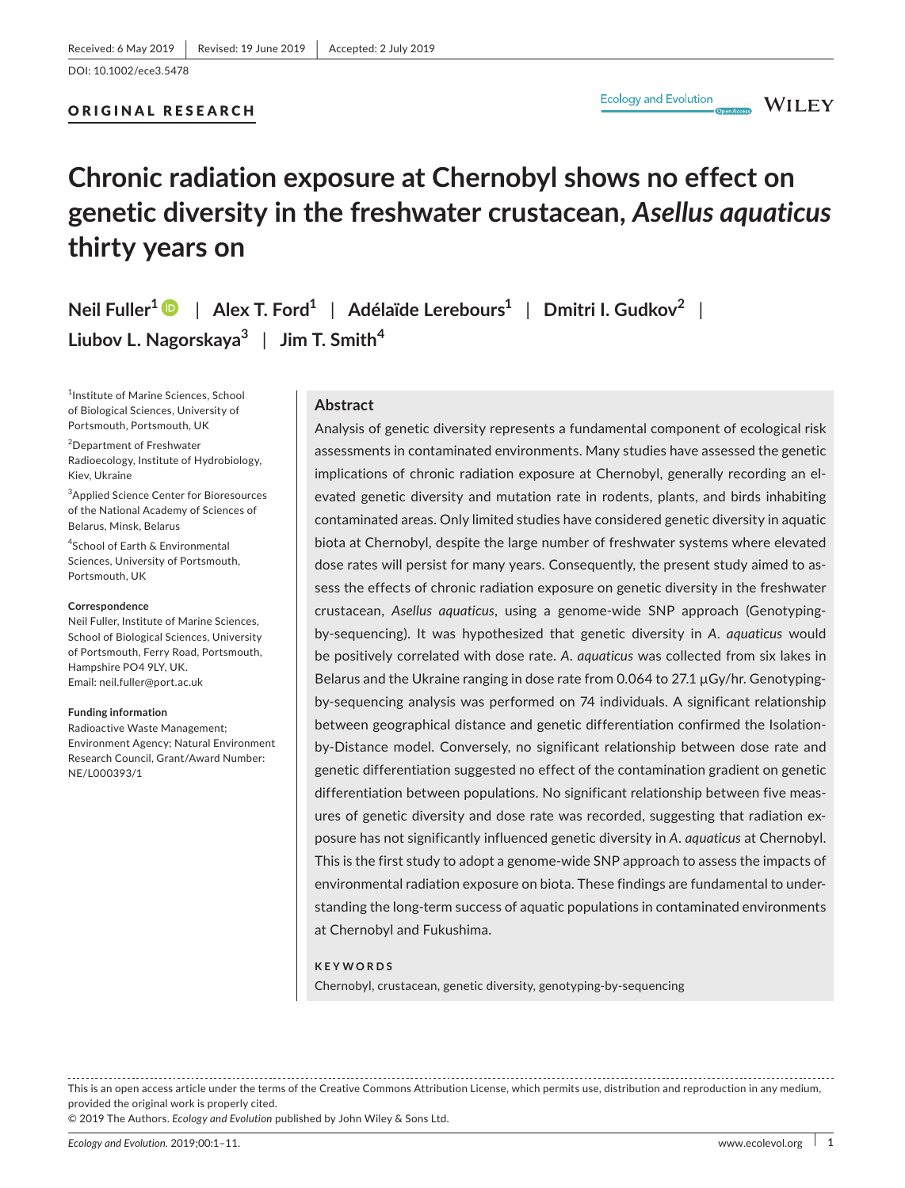Received: 6 May 2019 | Revised: 19 June 2019 | Accepted: 2 July 2019

DOI: 10.1002/ece3.5478

**ORIGINAL RESEARCH**

# Chronic radiation exposure at Chernobyl shows no effect on genetic diversity in the freshwater crustacean, *Asellus aquaticus* thirty years on

**Neil Fuller**[1] | **Alex T. Ford**[1] | **Adélaïde Lerebours**[1] | **Dmitri I. Gudkov**[2] | **Liubov L. Nagorskaya**[3] | **Jim T. Smith**[4]

[1]Institute of Marine Sciences, School of Biological Sciences, University of Portsmouth, Portsmouth, UK

[2]Department of Freshwater Radioecology, Institute of Hydrobiology, Kiev, Ukraine

[3]Applied Science Center for Bioresources of the National Academy of Sciences of Belarus, Minsk, Belarus

[4]School of Earth & Environmental Sciences, University of Portsmouth, Portsmouth, UK

**Correspondence**
Neil Fuller, Institute of Marine Sciences, School of Biological Sciences, University of Portsmouth, Ferry Road, Portsmouth, Hampshire PO4 9LY, UK.
Email: neil.fuller@port.ac.uk

**Funding information**
Radioactive Waste Management; Environment Agency; Natural Environment Research Council, Grant/Award Number: NE/L000393/1

## Abstract

Analysis of genetic diversity represents a fundamental component of ecological risk assessments in contaminated environments. Many studies have assessed the genetic implications of chronic radiation exposure at Chernobyl, generally recording an elevated genetic diversity and mutation rate in rodents, plants, and birds inhabiting contaminated areas. Only limited studies have considered genetic diversity in aquatic biota at Chernobyl, despite the large number of freshwater systems where elevated dose rates will persist for many years. Consequently, the present study aimed to assess the effects of chronic radiation exposure on genetic diversity in the freshwater crustacean, *Asellus aquaticus*, using a genome-wide SNP approach (Genotyping-by-sequencing). It was hypothesized that genetic diversity in *A. aquaticus* would be positively correlated with dose rate. *A. aquaticus* was collected from six lakes in Belarus and the Ukraine ranging in dose rate from 0.064 to 27.1 µGy/hr. Genotyping-by-sequencing analysis was performed on 74 individuals. A significant relationship between geographical distance and genetic differentiation confirmed the Isolation-by-Distance model. Conversely, no significant relationship between dose rate and genetic differentiation suggested no effect of the contamination gradient on genetic differentiation between populations. No significant relationship between five measures of genetic diversity and dose rate was recorded, suggesting that radiation exposure has not significantly influenced genetic diversity in *A. aquaticus* at Chernobyl. This is the first study to adopt a genome-wide SNP approach to assess the impacts of environmental radiation exposure on biota. These findings are fundamental to understanding the long-term success of aquatic populations in contaminated environments at Chernobyl and Fukushima.

**KEYWORDS**

Chernobyl, crustacean, genetic diversity, genotyping-by-sequencing

This is an open access article under the terms of the Creative Commons Attribution License, which permits use, distribution and reproduction in any medium, provided the original work is properly cited.
© 2019 The Authors. *Ecology and Evolution* published by John Wiley & Sons Ltd.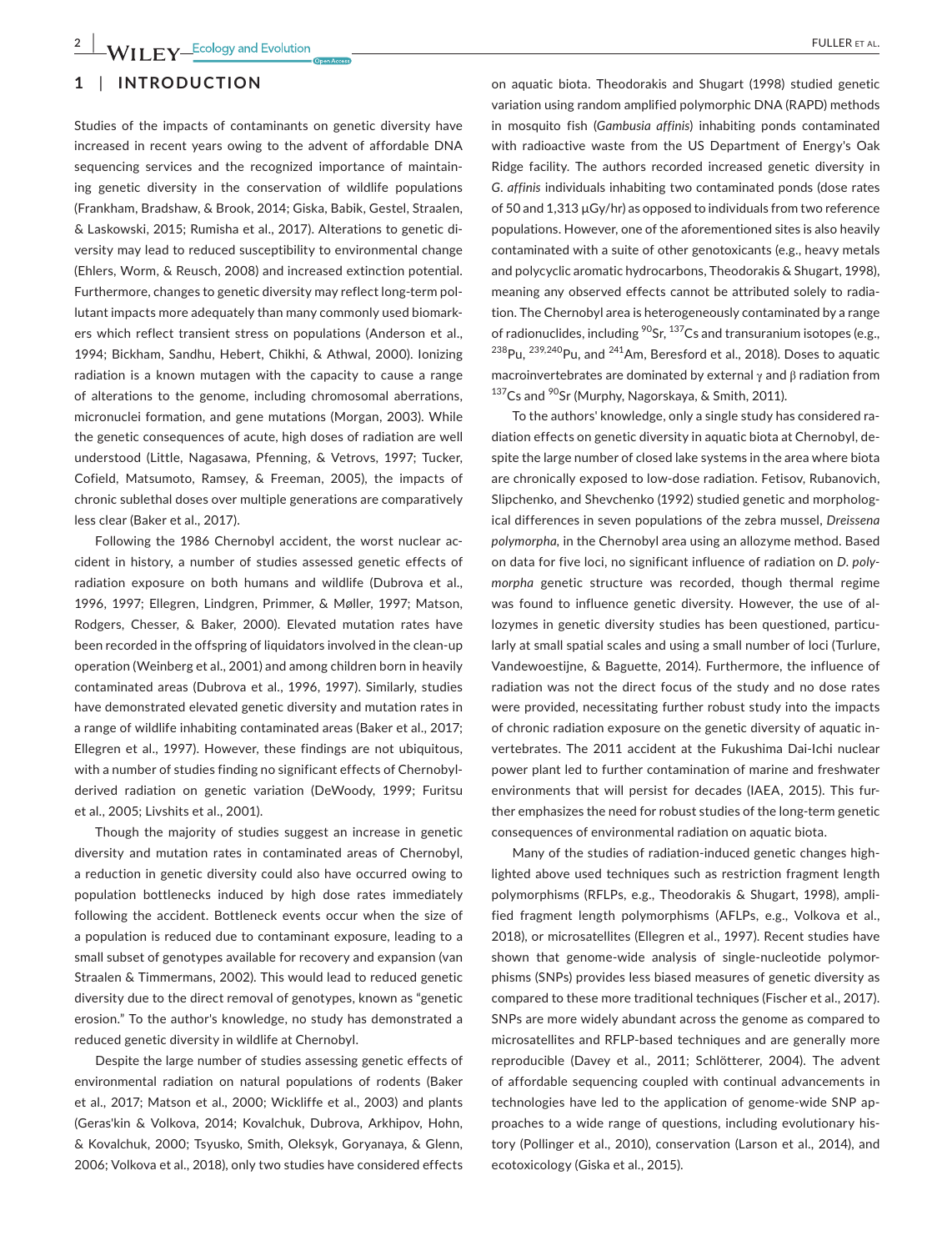## 1 | INTRODUCTION

Studies of the impacts of contaminants on genetic diversity have increased in recent years owing to the advent of affordable DNA sequencing services and the recognized importance of maintaining genetic diversity in the conservation of wildlife populations (Frankham, Bradshaw, & Brook, 2014; Giska, Babik, Gestel, Straalen, & Laskowski, 2015; Rumisha et al., 2017). Alterations to genetic diversity may lead to reduced susceptibility to environmental change (Ehlers, Worm, & Reusch, 2008) and increased extinction potential. Furthermore, changes to genetic diversity may reflect long-term pollutant impacts more adequately than many commonly used biomarkers which reflect transient stress on populations (Anderson et al., 1994; Bickham, Sandhu, Hebert, Chikhi, & Athwal, 2000). Ionizing radiation is a known mutagen with the capacity to cause a range of alterations to the genome, including chromosomal aberrations, micronuclei formation, and gene mutations (Morgan, 2003). While the genetic consequences of acute, high doses of radiation are well understood (Little, Nagasawa, Pfenning, & Vetrovs, 1997; Tucker, Cofield, Matsumoto, Ramsey, & Freeman, 2005), the impacts of chronic sublethal doses over multiple generations are comparatively less clear (Baker et al., 2017).

Following the 1986 Chernobyl accident, the worst nuclear accident in history, a number of studies assessed genetic effects of radiation exposure on both humans and wildlife (Dubrova et al., 1996, 1997; Ellegren, Lindgren, Primmer, & Møller, 1997; Matson, Rodgers, Chesser, & Baker, 2000). Elevated mutation rates have been recorded in the offspring of liquidators involved in the clean-up operation (Weinberg et al., 2001) and among children born in heavily contaminated areas (Dubrova et al., 1996, 1997). Similarly, studies have demonstrated elevated genetic diversity and mutation rates in a range of wildlife inhabiting contaminated areas (Baker et al., 2017; Ellegren et al., 1997). However, these findings are not ubiquitous, with a number of studies finding no significant effects of Chernobyl-derived radiation on genetic variation (DeWoody, 1999; Furitsu et al., 2005; Livshits et al., 2001).

Though the majority of studies suggest an increase in genetic diversity and mutation rates in contaminated areas of Chernobyl, a reduction in genetic diversity could also have occurred owing to population bottlenecks induced by high dose rates immediately following the accident. Bottleneck events occur when the size of a population is reduced due to contaminant exposure, leading to a small subset of genotypes available for recovery and expansion (van Straalen & Timmermans, 2002). This would lead to reduced genetic diversity due to the direct removal of genotypes, known as "genetic erosion." To the author's knowledge, no study has demonstrated a reduced genetic diversity in wildlife at Chernobyl.

Despite the large number of studies assessing genetic effects of environmental radiation on natural populations of rodents (Baker et al., 2017; Matson et al., 2000; Wickliffe et al., 2003) and plants (Geras'kin & Volkova, 2014; Kovalchuk, Dubrova, Arkhipov, Hohn, & Kovalchuk, 2000; Tsyusko, Smith, Oleksyk, Goryanaya, & Glenn, 2006; Volkova et al., 2018), only two studies have considered effects on aquatic biota. Theodorakis and Shugart (1998) studied genetic variation using random amplified polymorphic DNA (RAPD) methods in mosquito fish (*Gambusia affinis*) inhabiting ponds contaminated with radioactive waste from the US Department of Energy's Oak Ridge facility. The authors recorded increased genetic diversity in *G. affinis* individuals inhabiting two contaminated ponds (dose rates of 50 and 1,313 μGy/hr) as opposed to individuals from two reference populations. However, one of the aforementioned sites is also heavily contaminated with a suite of other genotoxicants (e.g., heavy metals and polycyclic aromatic hydrocarbons, Theodorakis & Shugart, 1998), meaning any observed effects cannot be attributed solely to radiation. The Chernobyl area is heterogeneously contaminated by a range of radionuclides, including $^{90}$Sr, $^{137}$Cs and transuranium isotopes (e.g., $^{238}$Pu, $^{239,240}$Pu, and $^{241}$Am, Beresford et al., 2018). Doses to aquatic macroinvertebrates are dominated by external γ and β radiation from $^{137}$Cs and $^{90}$Sr (Murphy, Nagorskaya, & Smith, 2011).

To the authors' knowledge, only a single study has considered radiation effects on genetic diversity in aquatic biota at Chernobyl, despite the large number of closed lake systems in the area where biota are chronically exposed to low-dose radiation. Fetisov, Rubanovich, Slipchenko, and Shevchenko (1992) studied genetic and morphological differences in seven populations of the zebra mussel, *Dreissena polymorpha*, in the Chernobyl area using an allozyme method. Based on data for five loci, no significant influence of radiation on *D. polymorpha* genetic structure was recorded, though thermal regime was found to influence genetic diversity. However, the use of allozymes in genetic diversity studies has been questioned, particularly at small spatial scales and using a small number of loci (Turlure, Vandewoestijne, & Baguette, 2014). Furthermore, the influence of radiation was not the direct focus of the study and no dose rates were provided, necessitating further robust study into the impacts of chronic radiation exposure on the genetic diversity of aquatic invertebrates. The 2011 accident at the Fukushima Dai-Ichi nuclear power plant led to further contamination of marine and freshwater environments that will persist for decades (IAEA, 2015). This further emphasizes the need for robust studies of the long-term genetic consequences of environmental radiation on aquatic biota.

Many of the studies of radiation-induced genetic changes highlighted above used techniques such as restriction fragment length polymorphisms (RFLPs, e.g., Theodorakis & Shugart, 1998), amplified fragment length polymorphisms (AFLPs, e.g., Volkova et al., 2018), or microsatellites (Ellegren et al., 1997). Recent studies have shown that genome-wide analysis of single-nucleotide polymorphisms (SNPs) provides less biased measures of genetic diversity as compared to these more traditional techniques (Fischer et al., 2017). SNPs are more widely abundant across the genome as compared to microsatellites and RFLP-based techniques and are generally more reproducible (Davey et al., 2011; Schlötterer, 2004). The advent of affordable sequencing coupled with continual advancements in technologies have led to the application of genome-wide SNP approaches to a wide range of questions, including evolutionary history (Pollinger et al., 2010), conservation (Larson et al., 2014), and ecotoxicology (Giska et al., 2015).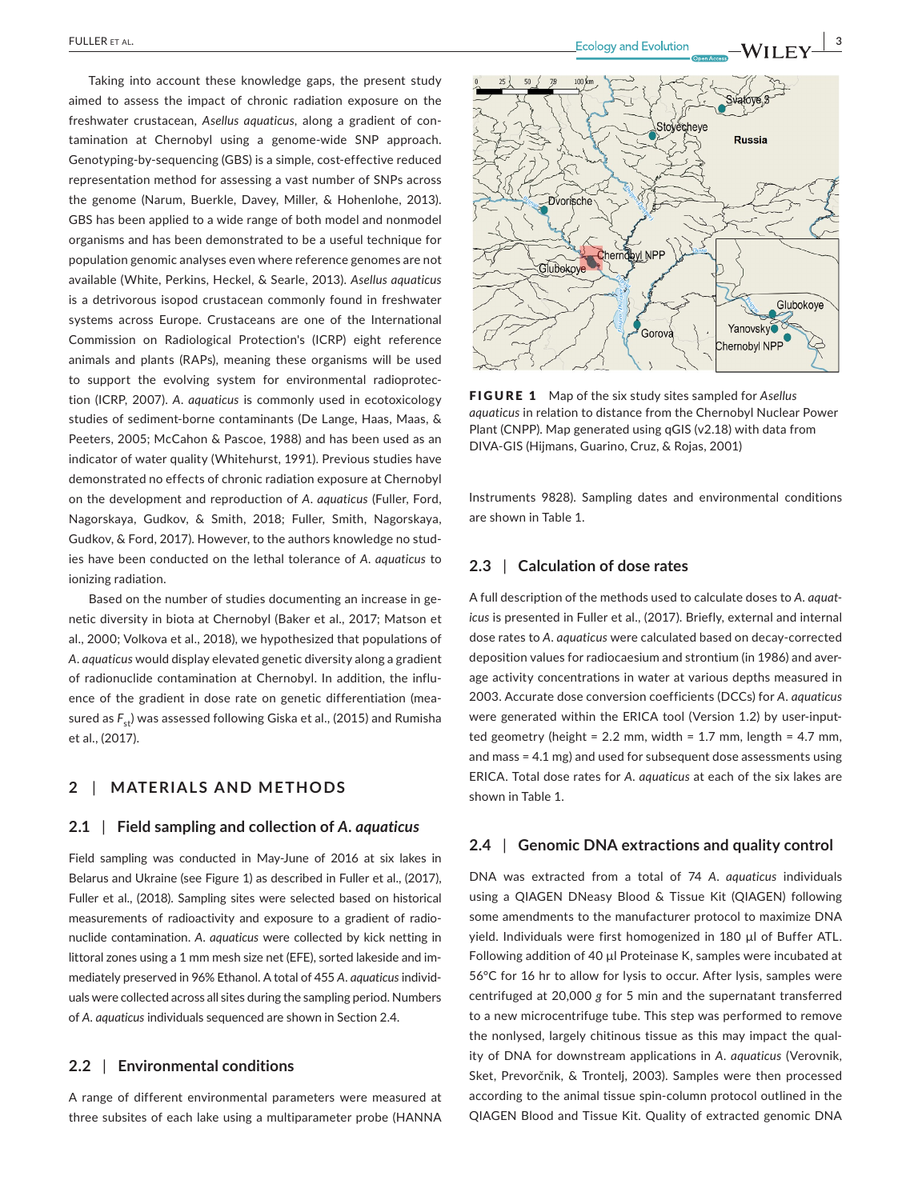Taking into account these knowledge gaps, the present study aimed to assess the impact of chronic radiation exposure on the freshwater crustacean, *Asellus aquaticus*, along a gradient of contamination at Chernobyl using a genome-wide SNP approach. Genotyping-by-sequencing (GBS) is a simple, cost-effective reduced representation method for assessing a vast number of SNPs across the genome (Narum, Buerkle, Davey, Miller, & Hohenlohe, 2013). GBS has been applied to a wide range of both model and nonmodel organisms and has been demonstrated to be a useful technique for population genomic analyses even where reference genomes are not available (White, Perkins, Heckel, & Searle, 2013). *Asellus aquaticus* is a detrivorous isopod crustacean commonly found in freshwater systems across Europe. Crustaceans are one of the International Commission on Radiological Protection's (ICRP) eight reference animals and plants (RAPs), meaning these organisms will be used to support the evolving system for environmental radioprotection (ICRP, 2007). *A. aquaticus* is commonly used in ecotoxicology studies of sediment-borne contaminants (De Lange, Haas, Maas, & Peeters, 2005; McCahon & Pascoe, 1988) and has been used as an indicator of water quality (Whitehurst, 1991). Previous studies have demonstrated no effects of chronic radiation exposure at Chernobyl on the development and reproduction of *A. aquaticus* (Fuller, Ford, Nagorskaya, Gudkov, & Smith, 2018; Fuller, Smith, Nagorskaya, Gudkov, & Ford, 2017). However, to the authors knowledge no studies have been conducted on the lethal tolerance of *A. aquaticus* to ionizing radiation.

Based on the number of studies documenting an increase in genetic diversity in biota at Chernobyl (Baker et al., 2017; Matson et al., 2000; Volkova et al., 2018), we hypothesized that populations of *A. aquaticus* would display elevated genetic diversity along a gradient of radionuclide contamination at Chernobyl. In addition, the influence of the gradient in dose rate on genetic differentiation (measured as $F_{st}$) was assessed following Giska et al., (2015) and Rumisha et al., (2017).

## 2 | MATERIALS AND METHODS

### 2.1 | Field sampling and collection of *A. aquaticus*

Field sampling was conducted in May-June of 2016 at six lakes in Belarus and Ukraine (see Figure 1) as described in Fuller et al., (2017), Fuller et al., (2018). Sampling sites were selected based on historical measurements of radioactivity and exposure to a gradient of radionuclide contamination. *A. aquaticus* were collected by kick netting in littoral zones using a 1 mm mesh size net (EFE), sorted lakeside and immediately preserved in 96% Ethanol. A total of 455 *A. aquaticus* individuals were collected across all sites during the sampling period. Numbers of *A. aquaticus* individuals sequenced are shown in Section 2.4.

### 2.2 | Environmental conditions

A range of different environmental parameters were measured at three subsites of each lake using a multiparameter probe (HANNA Instruments 9828). Sampling dates and environmental conditions are shown in Table 1.

**FIGURE 1** Map of the six study sites sampled for *Asellus aquaticus* in relation to distance from the Chernobyl Nuclear Power Plant (CNPP). Map generated using qGIS (v2.18) with data from DIVA-GIS (Hijmans, Guarino, Cruz, & Rojas, 2001)

### 2.3 | Calculation of dose rates

A full description of the methods used to calculate doses to *A. aquaticus* is presented in Fuller et al., (2017). Briefly, external and internal dose rates to *A. aquaticus* were calculated based on decay-corrected deposition values for radiocaesium and strontium (in 1986) and average activity concentrations in water at various depths measured in 2003. Accurate dose conversion coefficients (DCCs) for *A. aquaticus* were generated within the ERICA tool (Version 1.2) by user-inputted geometry (height = 2.2 mm, width = 1.7 mm, length = 4.7 mm, and mass = 4.1 mg) and used for subsequent dose assessments using ERICA. Total dose rates for *A. aquaticus* at each of the six lakes are shown in Table 1.

### 2.4 | Genomic DNA extractions and quality control

DNA was extracted from a total of 74 *A. aquaticus* individuals using a QIAGEN DNeasy Blood & Tissue Kit (QIAGEN) following some amendments to the manufacturer protocol to maximize DNA yield. Individuals were first homogenized in 180 µl of Buffer ATL. Following addition of 40 µl Proteinase K, samples were incubated at 56°C for 16 hr to allow for lysis to occur. After lysis, samples were centrifuged at 20,000 *g* for 5 min and the supernatant transferred to a new microcentrifuge tube. This step was performed to remove the nonlysed, largely chitinous tissue as this may impact the quality of DNA for downstream applications in *A. aquaticus* (Verovnik, Sket, Prevorčnik, & Trontelj, 2003). Samples were then processed according to the animal tissue spin-column protocol outlined in the QIAGEN Blood and Tissue Kit. Quality of extracted genomic DNA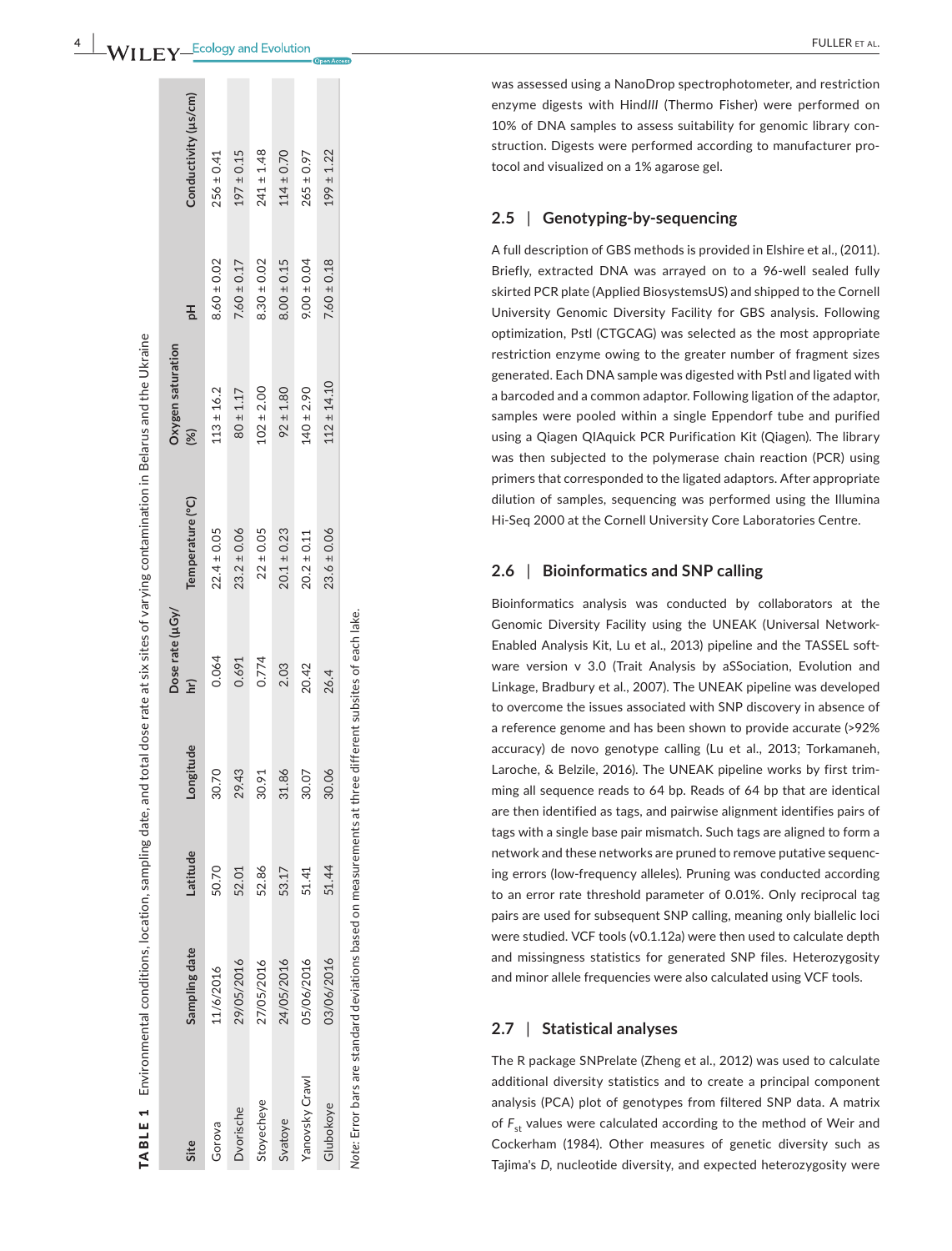**TABLE 1** Environmental conditions, location, sampling date, and total dose rate at six sites of varying contamination in Belarus and the Ukraine

| Site | Sampling date | Latitude | Longitude | Dose rate (µGy/hr) | Temperature (°C) | Oxygen saturation (%) | pH | Conductivity (µs/cm) |
|---|---|---|---|---|---|---|---|---|
| Gorova | 11/6/2016 | 50.70 | 30.70 | 0.064 | 22.4 ± 0.05 | 113 ± 16.2 | 8.60 ± 0.02 | 256 ± 0.41 |
| Dvorische | 29/05/2016 | 52.01 | 29.43 | 0.691 | 23.2 ± 0.06 | 80 ± 1.17 | 7.60 ± 0.17 | 197 ± 0.15 |
| Stoyecheye | 27/05/2016 | 52.86 | 30.91 | 0.774 | 22 ± 0.05 | 102 ± 2.00 | 8.30 ± 0.02 | 241 ± 1.48 |
| Svatoye | 24/05/2016 | 53.17 | 31.86 | 2.03 | 20.1 ± 0.23 | 92 ± 1.80 | 8.00 ± 0.15 | 114 ± 0.70 |
| Yanovsky Crawl | 05/06/2016 | 51.41 | 30.07 | 20.42 | 20.2 ± 0.11 | 140 ± 2.90 | 9.00 ± 0.04 | 265 ± 0.97 |
| Glubokoye | 03/06/2016 | 51.44 | 30.06 | 26.4 | 23.6 ± 0.06 | 112 ± 14.10 | 7.60 ± 0.18 | 199 ± 1.22 |

*Note:* Error bars are standard deviations based on measurements at three different subsites of each lake.

was assessed using a NanoDrop spectrophotometer, and restriction enzyme digests with Hind*III* (Thermo Fisher) were performed on 10% of DNA samples to assess suitability for genomic library construction. Digests were performed according to manufacturer protocol and visualized on a 1% agarose gel.

## 2.5 | Genotyping-by-sequencing

A full description of GBS methods is provided in Elshire et al., (2011). Briefly, extracted DNA was arrayed on to a 96-well sealed fully skirted PCR plate (Applied BiosystemsUS) and shipped to the Cornell University Genomic Diversity Facility for GBS analysis. Following optimization, PstI (CTGCAG) was selected as the most appropriate restriction enzyme owing to the greater number of fragment sizes generated. Each DNA sample was digested with PstI and ligated with a barcoded and a common adaptor. Following ligation of the adaptor, samples were pooled within a single Eppendorf tube and purified using a Qiagen QIAquick PCR Purification Kit (Qiagen). The library was then subjected to the polymerase chain reaction (PCR) using primers that corresponded to the ligated adaptors. After appropriate dilution of samples, sequencing was performed using the Illumina Hi-Seq 2000 at the Cornell University Core Laboratories Centre.

## 2.6 | Bioinformatics and SNP calling

Bioinformatics analysis was conducted by collaborators at the Genomic Diversity Facility using the UNEAK (Universal Network-Enabled Analysis Kit, Lu et al., 2013) pipeline and the TASSEL software version v 3.0 (Trait Analysis by aSSociation, Evolution and Linkage, Bradbury et al., 2007). The UNEAK pipeline was developed to overcome the issues associated with SNP discovery in absence of a reference genome and has been shown to provide accurate (>92% accuracy) de novo genotype calling (Lu et al., 2013; Torkamaneh, Laroche, & Belzile, 2016). The UNEAK pipeline works by first trimming all sequence reads to 64 bp. Reads of 64 bp that are identical are then identified as tags, and pairwise alignment identifies pairs of tags with a single base pair mismatch. Such tags are aligned to form a network and these networks are pruned to remove putative sequencing errors (low-frequency alleles). Pruning was conducted according to an error rate threshold parameter of 0.01%. Only reciprocal tag pairs are used for subsequent SNP calling, meaning only biallelic loci were studied. VCF tools (v0.1.12a) were then used to calculate depth and missingness statistics for generated SNP files. Heterozygosity and minor allele frequencies were also calculated using VCF tools.

## 2.7 | Statistical analyses

The R package SNPrelate (Zheng et al., 2012) was used to calculate additional diversity statistics and to create a principal component analysis (PCA) plot of genotypes from filtered SNP data. A matrix of $F_{st}$ values were calculated according to the method of Weir and Cockerham (1984). Other measures of genetic diversity such as Tajima's *D*, nucleotide diversity, and expected heterozygosity were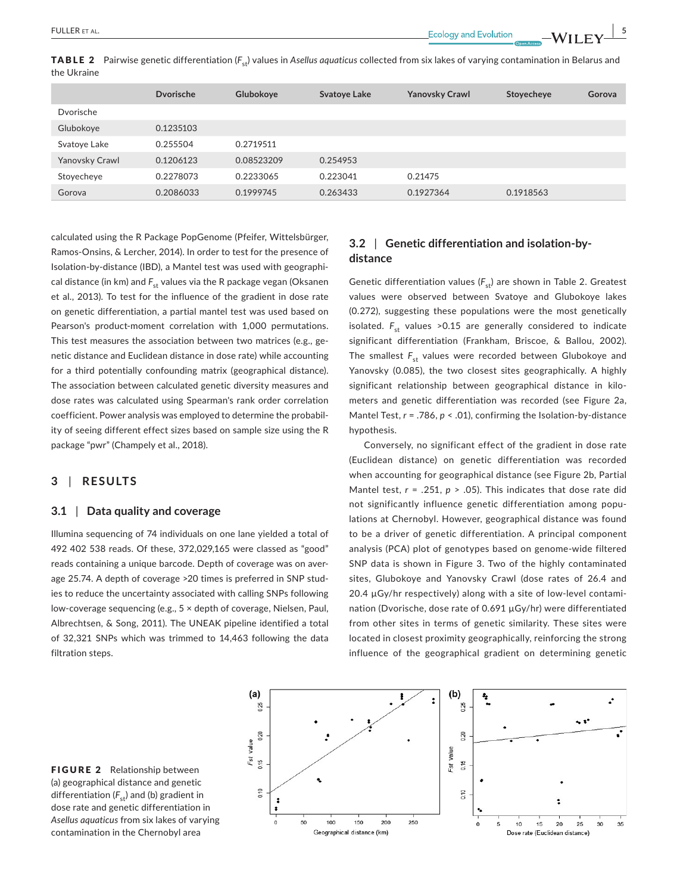**TABLE 2** Pairwise genetic differentiation ($F_{st}$) values in *Asellus aquaticus* collected from six lakes of varying contamination in Belarus and the Ukraine

| | Dvorische | Glubokoye | Svatoye Lake | Yanovsky Crawl | Stoyecheye | Gorova |
|---|---|---|---|---|---|---|
| Dvorische | | | | | | |
| Glubokoye | 0.1235103 | | | | | |
| Svatoye Lake | 0.255504 | 0.2719511 | | | | |
| Yanovsky Crawl | 0.1206123 | 0.08523209 | 0.254953 | | | |
| Stoyecheye | 0.2278073 | 0.2233065 | 0.223041 | 0.21475 | | |
| Gorova | 0.2086033 | 0.1999745 | 0.263433 | 0.1927364 | 0.1918563 | |

calculated using the R Package PopGenome (Pfeifer, Wittelsbürger, Ramos-Onsins, & Lercher, 2014). In order to test for the presence of Isolation-by-distance (IBD), a Mantel test was used with geographical distance (in km) and $F_{st}$ values via the R package vegan (Oksanen et al., 2013). To test for the influence of the gradient in dose rate on genetic differentiation, a partial mantel test was used based on Pearson's product-moment correlation with 1,000 permutations. This test measures the association between two matrices (e.g., genetic distance and Euclidean distance in dose rate) while accounting for a third potentially confounding matrix (geographical distance). The association between calculated genetic diversity measures and dose rates was calculated using Spearman's rank order correlation coefficient. Power analysis was employed to determine the probability of seeing different effect sizes based on sample size using the R package "pwr" (Champely et al., 2018).

## 3 | RESULTS

### 3.1 | Data quality and coverage

Illumina sequencing of 74 individuals on one lane yielded a total of 492 402 538 reads. Of these, 372,029,165 were classed as "good" reads containing a unique barcode. Depth of coverage was on average 25.74. A depth of coverage >20 times is preferred in SNP studies to reduce the uncertainty associated with calling SNPs following low-coverage sequencing (e.g., 5 × depth of coverage, Nielsen, Paul, Albrechtsen, & Song, 2011). The UNEAK pipeline identified a total of 32,321 SNPs which was trimmed to 14,463 following the data filtration steps.

### 3.2 | Genetic differentiation and isolation-by-distance

Genetic differentiation values ($F_{st}$) are shown in Table 2. Greatest values were observed between Svatoye and Glubokoye lakes (0.272), suggesting these populations were the most genetically isolated. $F_{st}$ values >0.15 are generally considered to indicate significant differentiation (Frankham, Briscoe, & Ballou, 2002). The smallest $F_{st}$ values were recorded between Glubokoye and Yanovsky (0.085), the two closest sites geographically. A highly significant relationship between geographical distance in kilometers and genetic differentiation was recorded (see Figure 2a, Mantel Test, $r = .786$, $p < .01$), confirming the Isolation-by-distance hypothesis.

Conversely, no significant effect of the gradient in dose rate (Euclidean distance) on genetic differentiation was recorded when accounting for geographical distance (see Figure 2b, Partial Mantel test, $r = .251$, $p > .05$). This indicates that dose rate did not significantly influence genetic differentiation among populations at Chernobyl. However, geographical distance was found to be a driver of genetic differentiation. A principal component analysis (PCA) plot of genotypes based on genome-wide filtered SNP data is shown in Figure 3. Two of the highly contaminated sites, Glubokoye and Yanovsky Crawl (dose rates of 26.4 and 20.4 µGy/hr respectively) along with a site of low-level contamination (Dvorische, dose rate of 0.691 µGy/hr) were differentiated from other sites in terms of genetic similarity. These sites were located in closest proximity geographically, reinforcing the strong influence of the geographical gradient on determining genetic

**FIGURE 2** Relationship between (a) geographical distance and genetic differentiation ($F_{st}$) and (b) gradient in dose rate and genetic differentiation in *Asellus aquaticus* from six lakes of varying contamination in the Chernobyl area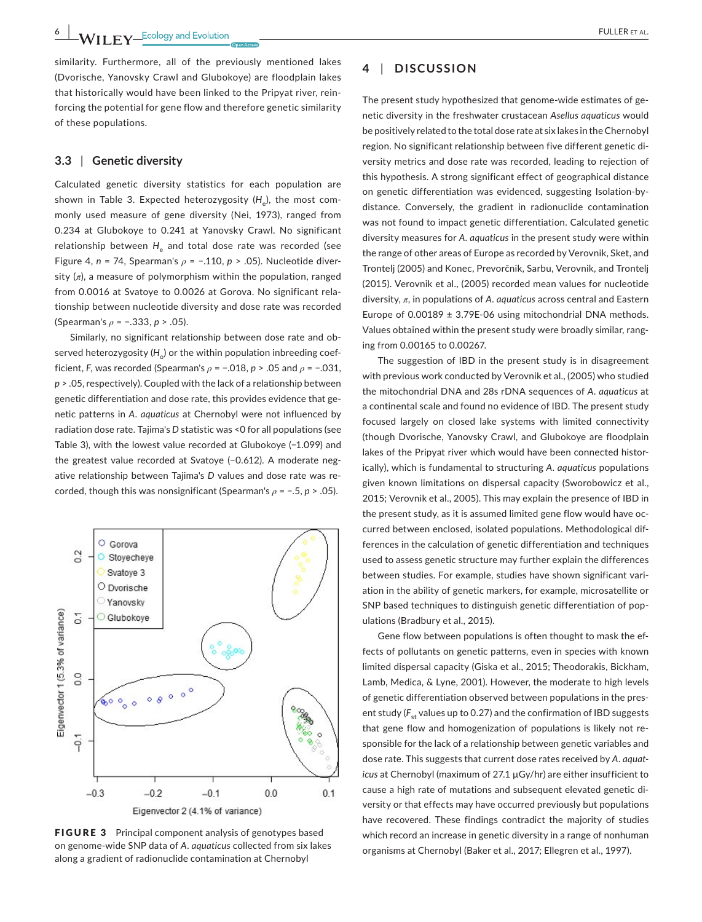similarity. Furthermore, all of the previously mentioned lakes (Dvorische, Yanovsky Crawl and Glubokoye) are floodplain lakes that historically would have been linked to the Pripyat river, reinforcing the potential for gene flow and therefore genetic similarity of these populations.

### 3.3 | Genetic diversity

Calculated genetic diversity statistics for each population are shown in Table 3. Expected heterozygosity ($H_e$), the most commonly used measure of gene diversity (Nei, 1973), ranged from 0.234 at Glubokoye to 0.241 at Yanovsky Crawl. No significant relationship between $H_e$ and total dose rate was recorded (see Figure 4, $n$ = 74, Spearman's $\rho$ = −.110, $p$ > .05). Nucleotide diversity ($\pi$), a measure of polymorphism within the population, ranged from 0.0016 at Svatoye to 0.0026 at Gorova. No significant relationship between nucleotide diversity and dose rate was recorded (Spearman's $\rho$ = −.333, $p$ > .05).

Similarly, no significant relationship between dose rate and observed heterozygosity ($H_o$) or the within population inbreeding coefficient, $F$, was recorded (Spearman's $\rho$ = −.018, $p$ > .05 and $\rho$ = −.031, $p$ > .05, respectively). Coupled with the lack of a relationship between genetic differentiation and dose rate, this provides evidence that genetic patterns in *A. aquaticus* at Chernobyl were not influenced by radiation dose rate. Tajima's $D$ statistic was <0 for all populations (see Table 3), with the lowest value recorded at Glubokoye (−1.099) and the greatest value recorded at Svatoye (−0.612). A moderate negative relationship between Tajima's $D$ values and dose rate was recorded, though this was nonsignificant (Spearman's $\rho$ = −.5, $p$ > .05).

**FIGURE 3** Principal component analysis of genotypes based on genome-wide SNP data of *A. aquaticus* collected from six lakes along a gradient of radionuclide contamination at Chernobyl

## 4 | DISCUSSION

The present study hypothesized that genome-wide estimates of genetic diversity in the freshwater crustacean *Asellus aquaticus* would be positively related to the total dose rate at six lakes in the Chernobyl region. No significant relationship between five different genetic diversity metrics and dose rate was recorded, leading to rejection of this hypothesis. A strong significant effect of geographical distance on genetic differentiation was evidenced, suggesting Isolation-by-distance. Conversely, the gradient in radionuclide contamination was not found to impact genetic differentiation. Calculated genetic diversity measures for *A. aquaticus* in the present study were within the range of other areas of Europe as recorded by Verovnik, Sket, and Trontelj (2005) and Konec, Prevorčnik, Sarbu, Verovnik, and Trontelj (2015). Verovnik et al., (2005) recorded mean values for nucleotide diversity, $\pi$, in populations of *A. aquaticus* across central and Eastern Europe of 0.00189 ± 3.79E-06 using mitochondrial DNA methods. Values obtained within the present study were broadly similar, ranging from 0.00165 to 0.00267.

The suggestion of IBD in the present study is in disagreement with previous work conducted by Verovnik et al., (2005) who studied the mitochondrial DNA and 28s rDNA sequences of *A. aquaticus* at a continental scale and found no evidence of IBD. The present study focused largely on closed lake systems with limited connectivity (though Dvorische, Yanovsky Crawl, and Glubokoye are floodplain lakes of the Pripyat river which would have been connected historically), which is fundamental to structuring *A. aquaticus* populations given known limitations on dispersal capacity (Sworobowicz et al., 2015; Verovnik et al., 2005). This may explain the presence of IBD in the present study, as it is assumed limited gene flow would have occurred between enclosed, isolated populations. Methodological differences in the calculation of genetic differentiation and techniques used to assess genetic structure may further explain the differences between studies. For example, studies have shown significant variation in the ability of genetic markers, for example, microsatellite or SNP based techniques to distinguish genetic differentiation of populations (Bradbury et al., 2015).

Gene flow between populations is often thought to mask the effects of pollutants on genetic patterns, even in species with known limited dispersal capacity (Giska et al., 2015; Theodorakis, Bickham, Lamb, Medica, & Lyne, 2001). However, the moderate to high levels of genetic differentiation observed between populations in the present study ($F_{st}$ values up to 0.27) and the confirmation of IBD suggests that gene flow and homogenization of populations is likely not responsible for the lack of a relationship between genetic variables and dose rate. This suggests that current dose rates received by *A. aquaticus* at Chernobyl (maximum of 27.1 μGy/hr) are either insufficient to cause a high rate of mutations and subsequent elevated genetic diversity or that effects may have occurred previously but populations have recovered. These findings contradict the majority of studies which record an increase in genetic diversity in a range of nonhuman organisms at Chernobyl (Baker et al., 2017; Ellegren et al., 1997).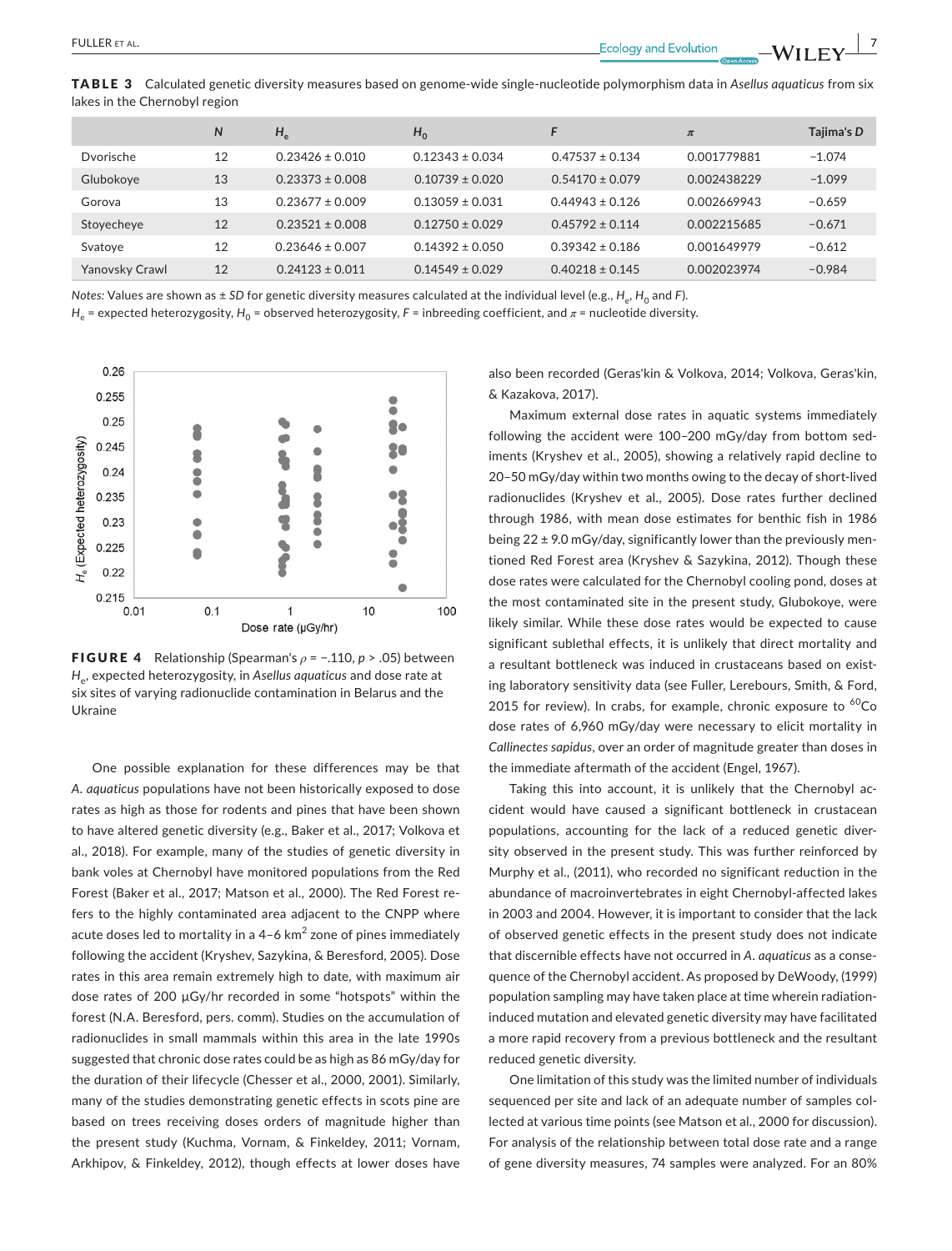**TABLE 3** Calculated genetic diversity measures based on genome-wide single-nucleotide polymorphism data in *Asellus aquaticus* from six lakes in the Chernobyl region

| | $N$ | $H_e$ | $H_0$ | $F$ | $\pi$ | Tajima's $D$ |
|---|---|---|---|---|---|---|
| Dvorische | 12 | 0.23426 ± 0.010 | 0.12343 ± 0.034 | 0.47537 ± 0.134 | 0.001779881 | −1.074 |
| Glubokoye | 13 | 0.23373 ± 0.008 | 0.10739 ± 0.020 | 0.54170 ± 0.079 | 0.002438229 | −1.099 |
| Gorova | 13 | 0.23677 ± 0.009 | 0.13059 ± 0.031 | 0.44943 ± 0.126 | 0.002669943 | −0.659 |
| Stoyecheye | 12 | 0.23521 ± 0.008 | 0.12750 ± 0.029 | 0.45792 ± 0.114 | 0.002215685 | −0.671 |
| Svatoye | 12 | 0.23646 ± 0.007 | 0.14392 ± 0.050 | 0.39342 ± 0.186 | 0.001649979 | −0.612 |
| Yanovsky Crawl | 12 | 0.24123 ± 0.011 | 0.14549 ± 0.029 | 0.40218 ± 0.145 | 0.002023974 | −0.984 |

*Notes:* Values are shown as ± *SD* for genetic diversity measures calculated at the individual level (e.g., $H_e$, $H_0$ and $F$).
$H_e$ = expected heterozygosity, $H_0$ = observed heterozygosity, $F$ = inbreeding coefficient, and $\pi$ = nucleotide diversity.

**FIGURE 4** Relationship (Spearman's $\rho$ = −.110, $p$ > .05) between $H_e$, expected heterozygosity, in *Asellus aquaticus* and dose rate at six sites of varying radionuclide contamination in Belarus and the Ukraine

One possible explanation for these differences may be that *A. aquaticus* populations have not been historically exposed to dose rates as high as those for rodents and pines that have been shown to have altered genetic diversity (e.g., Baker et al., 2017; Volkova et al., 2018). For example, many of the studies of genetic diversity in bank voles at Chernobyl have monitored populations from the Red Forest (Baker et al., 2017; Matson et al., 2000). The Red Forest refers to the highly contaminated area adjacent to the CNPP where acute doses led to mortality in a 4–6 km$^2$ zone of pines immediately following the accident (Kryshev, Sazykina, & Beresford, 2005). Dose rates in this area remain extremely high to date, with maximum air dose rates of 200 μGy/hr recorded in some "hotspots" within the forest (N.A. Beresford, pers. comm). Studies on the accumulation of radionuclides in small mammals within this area in the late 1990s suggested that chronic dose rates could be as high as 86 mGy/day for the duration of their lifecycle (Chesser et al., 2000, 2001). Similarly, many of the studies demonstrating genetic effects in scots pine are based on trees receiving doses orders of magnitude higher than the present study (Kuchma, Vornam, & Finkeldey, 2011; Vornam, Arkhipov, & Finkeldey, 2012), though effects at lower doses have also been recorded (Geras'kin & Volkova, 2014; Volkova, Geras'kin, & Kazakova, 2017).

Maximum external dose rates in aquatic systems immediately following the accident were 100–200 mGy/day from bottom sediments (Kryshev et al., 2005), showing a relatively rapid decline to 20–50 mGy/day within two months owing to the decay of short-lived radionuclides (Kryshev et al., 2005). Dose rates further declined through 1986, with mean dose estimates for benthic fish in 1986 being 22 ± 9.0 mGy/day, significantly lower than the previously mentioned Red Forest area (Kryshev & Sazykina, 2012). Though these dose rates were calculated for the Chernobyl cooling pond, doses at the most contaminated site in the present study, Glubokoye, were likely similar. While these dose rates would be expected to cause significant sublethal effects, it is unlikely that direct mortality and a resultant bottleneck was induced in crustaceans based on existing laboratory sensitivity data (see Fuller, Lerebours, Smith, & Ford, 2015 for review). In crabs, for example, chronic exposure to $^{60}$Co dose rates of 6,960 mGy/day were necessary to elicit mortality in *Callinectes sapidus*, over an order of magnitude greater than doses in the immediate aftermath of the accident (Engel, 1967).

Taking this into account, it is unlikely that the Chernobyl accident would have caused a significant bottleneck in crustacean populations, accounting for the lack of a reduced genetic diversity observed in the present study. This was further reinforced by Murphy et al., (2011), who recorded no significant reduction in the abundance of macroinvertebrates in eight Chernobyl-affected lakes in 2003 and 2004. However, it is important to consider that the lack of observed genetic effects in the present study does not indicate that discernible effects have not occurred in *A. aquaticus* as a consequence of the Chernobyl accident. As proposed by DeWoody, (1999) population sampling may have taken place at time wherein radiation-induced mutation and elevated genetic diversity may have facilitated a more rapid recovery from a previous bottleneck and the resultant reduced genetic diversity.

One limitation of this study was the limited number of individuals sequenced per site and lack of an adequate number of samples collected at various time points (see Matson et al., 2000 for discussion). For analysis of the relationship between total dose rate and a range of gene diversity measures, 74 samples were analyzed. For an 80%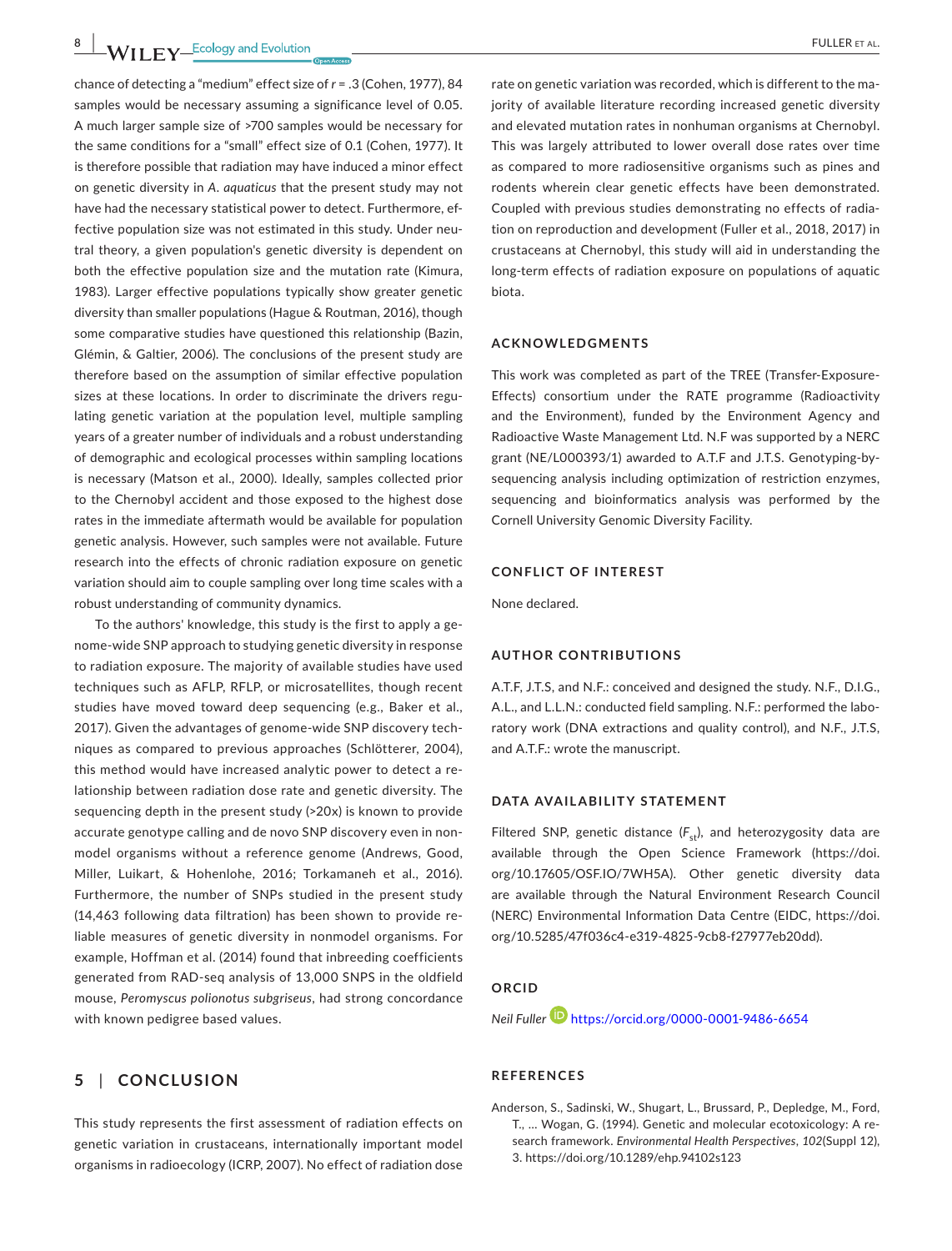chance of detecting a "medium" effect size of $r = .3$ (Cohen, 1977), 84 samples would be necessary assuming a significance level of 0.05. A much larger sample size of >700 samples would be necessary for the same conditions for a "small" effect size of 0.1 (Cohen, 1977). It is therefore possible that radiation may have induced a minor effect on genetic diversity in *A. aquaticus* that the present study may not have had the necessary statistical power to detect. Furthermore, effective population size was not estimated in this study. Under neutral theory, a given population's genetic diversity is dependent on both the effective population size and the mutation rate (Kimura, 1983). Larger effective populations typically show greater genetic diversity than smaller populations (Hague & Routman, 2016), though some comparative studies have questioned this relationship (Bazin, Glémin, & Galtier, 2006). The conclusions of the present study are therefore based on the assumption of similar effective population sizes at these locations. In order to discriminate the drivers regulating genetic variation at the population level, multiple sampling years of a greater number of individuals and a robust understanding of demographic and ecological processes within sampling locations is necessary (Matson et al., 2000). Ideally, samples collected prior to the Chernobyl accident and those exposed to the highest dose rates in the immediate aftermath would be available for population genetic analysis. However, such samples were not available. Future research into the effects of chronic radiation exposure on genetic variation should aim to couple sampling over long time scales with a robust understanding of community dynamics.

To the authors' knowledge, this study is the first to apply a genome-wide SNP approach to studying genetic diversity in response to radiation exposure. The majority of available studies have used techniques such as AFLP, RFLP, or microsatellites, though recent studies have moved toward deep sequencing (e.g., Baker et al., 2017). Given the advantages of genome-wide SNP discovery techniques as compared to previous approaches (Schlötterer, 2004), this method would have increased analytic power to detect a relationship between radiation dose rate and genetic diversity. The sequencing depth in the present study (>20x) is known to provide accurate genotype calling and de novo SNP discovery even in nonmodel organisms without a reference genome (Andrews, Good, Miller, Luikart, & Hohenlohe, 2016; Torkamaneh et al., 2016). Furthermore, the number of SNPs studied in the present study (14,463 following data filtration) has been shown to provide reliable measures of genetic diversity in nonmodel organisms. For example, Hoffman et al. (2014) found that inbreeding coefficients generated from RAD-seq analysis of 13,000 SNPS in the oldfield mouse, *Peromyscus polionotus subgriseus*, had strong concordance with known pedigree based values.

## 5 | CONCLUSION

This study represents the first assessment of radiation effects on genetic variation in crustaceans, internationally important model organisms in radioecology (ICRP, 2007). No effect of radiation dose rate on genetic variation was recorded, which is different to the majority of available literature recording increased genetic diversity and elevated mutation rates in nonhuman organisms at Chernobyl. This was largely attributed to lower overall dose rates over time as compared to more radiosensitive organisms such as pines and rodents wherein clear genetic effects have been demonstrated. Coupled with previous studies demonstrating no effects of radiation on reproduction and development (Fuller et al., 2018, 2017) in crustaceans at Chernobyl, this study will aid in understanding the long-term effects of radiation exposure on populations of aquatic biota.

## ACKNOWLEDGMENTS

This work was completed as part of the TREE (Transfer-Exposure-Effects) consortium under the RATE programme (Radioactivity and the Environment), funded by the Environment Agency and Radioactive Waste Management Ltd. N.F was supported by a NERC grant (NE/L000393/1) awarded to A.T.F and J.T.S. Genotyping-by-sequencing analysis including optimization of restriction enzymes, sequencing and bioinformatics analysis was performed by the Cornell University Genomic Diversity Facility.

## CONFLICT OF INTEREST

None declared.

## AUTHOR CONTRIBUTIONS

A.T.F, J.T.S, and N.F.: conceived and designed the study. N.F., D.I.G., A.L., and L.L.N.: conducted field sampling. N.F.: performed the laboratory work (DNA extractions and quality control), and N.F., J.T.S, and A.T.F.: wrote the manuscript.

## DATA AVAILABILITY STATEMENT

Filtered SNP, genetic distance ($F_{st}$), and heterozygosity data are available through the Open Science Framework (https://doi.org/10.17605/OSF.IO/7WH5A). Other genetic diversity data are available through the Natural Environment Research Council (NERC) Environmental Information Data Centre (EIDC, https://doi.org/10.5285/47f036c4-e319-4825-9cb8-f27977eb20dd).

## ORCID

*Neil Fuller* https://orcid.org/0000-0001-9486-6654

## REFERENCES

Anderson, S., Sadinski, W., Shugart, L., Brussard, P., Depledge, M., Ford, T., … Wogan, G. (1994). Genetic and molecular ecotoxicology: A research framework. *Environmental Health Perspectives*, *102*(Suppl 12), 3. https://doi.org/10.1289/ehp.94102s123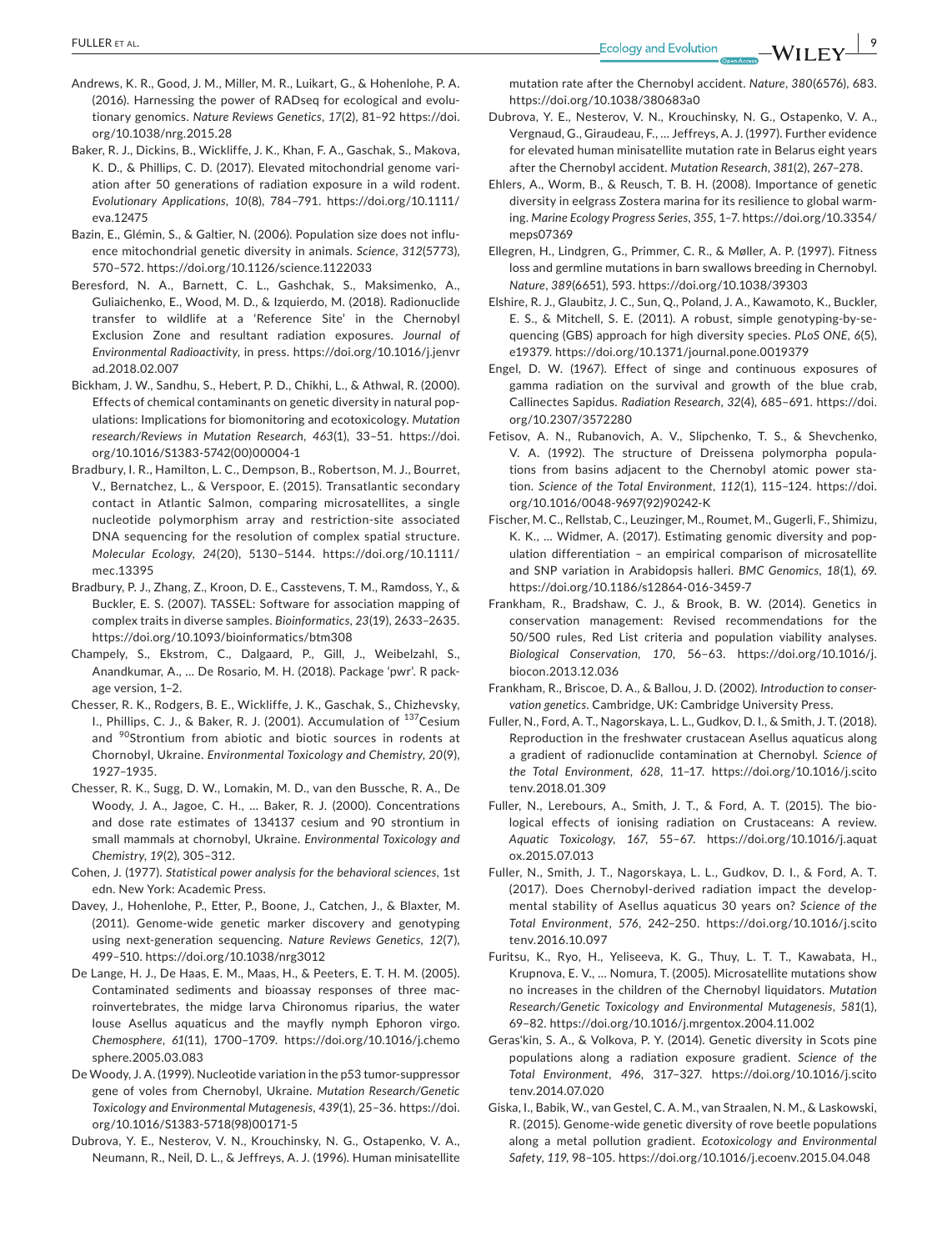Andrews, K. R., Good, J. M., Miller, M. R., Luikart, G., & Hohenlohe, P. A. (2016). Harnessing the power of RADseq for ecological and evolutionary genomics. *Nature Reviews Genetics*, *17*(2), 81–92 https://doi.org/10.1038/nrg.2015.28

Baker, R. J., Dickins, B., Wickliffe, J. K., Khan, F. A., Gaschak, S., Makova, K. D., & Phillips, C. D. (2017). Elevated mitochondrial genome variation after 50 generations of radiation exposure in a wild rodent. *Evolutionary Applications*, *10*(8), 784–791. https://doi.org/10.1111/eva.12475

Bazin, E., Glémin, S., & Galtier, N. (2006). Population size does not influence mitochondrial genetic diversity in animals. *Science*, *312*(5773), 570–572. https://doi.org/10.1126/science.1122033

Beresford, N. A., Barnett, C. L., Gashchak, S., Maksimenko, A., Guliaichenko, E., Wood, M. D., & Izquierdo, M. (2018). Radionuclide transfer to wildlife at a 'Reference Site' in the Chernobyl Exclusion Zone and resultant radiation exposures. *Journal of Environmental Radioactivity*, in press. https://doi.org/10.1016/j.jenvrad.2018.02.007

Bickham, J. W., Sandhu, S., Hebert, P. D., Chikhi, L., & Athwal, R. (2000). Effects of chemical contaminants on genetic diversity in natural populations: Implications for biomonitoring and ecotoxicology. *Mutation research/Reviews in Mutation Research*, *463*(1), 33–51. https://doi.org/10.1016/S1383-5742(00)00004-1

Bradbury, I. R., Hamilton, L. C., Dempson, B., Robertson, M. J., Bourret, V., Bernatchez, L., & Verspoor, E. (2015). Transatlantic secondary contact in Atlantic Salmon, comparing microsatellites, a single nucleotide polymorphism array and restriction-site associated DNA sequencing for the resolution of complex spatial structure. *Molecular Ecology*, *24*(20), 5130–5144. https://doi.org/10.1111/mec.13395

Bradbury, P. J., Zhang, Z., Kroon, D. E., Casstevens, T. M., Ramdoss, Y., & Buckler, E. S. (2007). TASSEL: Software for association mapping of complex traits in diverse samples. *Bioinformatics*, *23*(19), 2633–2635. https://doi.org/10.1093/bioinformatics/btm308

Champely, S., Ekstrom, C., Dalgaard, P., Gill, J., Weibelzahl, S., Anandkumar, A., … De Rosario, M. H. (2018). Package 'pwr'. R package version, 1–2.

Chesser, R. K., Rodgers, B. E., Wickliffe, J. K., Gaschak, S., Chizhevsky, I., Phillips, C. J., & Baker, R. J. (2001). Accumulation of $^{137}$Cesium and $^{90}$Strontium from abiotic and biotic sources in rodents at Chornobyl, Ukraine. *Environmental Toxicology and Chemistry*, *20*(9), 1927–1935.

Chesser, R. K., Sugg, D. W., Lomakin, M. D., van den Bussche, R. A., De Woody, J. A., Jagoe, C. H., … Baker, R. J. (2000). Concentrations and dose rate estimates of 134137 cesium and 90 strontium in small mammals at chornobyl, Ukraine. *Environmental Toxicology and Chemistry*, *19*(2), 305–312.

Cohen, J. (1977). *Statistical power analysis for the behavioral sciences*, 1st edn. New York: Academic Press.

Davey, J., Hohenlohe, P., Etter, P., Boone, J., Catchen, J., & Blaxter, M. (2011). Genome-wide genetic marker discovery and genotyping using next-generation sequencing. *Nature Reviews Genetics*, *12*(7), 499–510. https://doi.org/10.1038/nrg3012

De Lange, H. J., De Haas, E. M., Maas, H., & Peeters, E. T. H. M. (2005). Contaminated sediments and bioassay responses of three macroinvertebrates, the midge larva Chironomus riparius, the water louse Asellus aquaticus and the mayfly nymph Ephoron virgo. *Chemosphere*, *61*(11), 1700–1709. https://doi.org/10.1016/j.chemosphere.2005.03.083

De Woody, J. A. (1999). Nucleotide variation in the p53 tumor-suppressor gene of voles from Chernobyl, Ukraine. *Mutation Research/Genetic Toxicology and Environmental Mutagenesis*, *439*(1), 25–36. https://doi.org/10.1016/S1383-5718(98)00171-5

Dubrova, Y. E., Nesterov, V. N., Krouchinsky, N. G., Ostapenko, V. A., Neumann, R., Neil, D. L., & Jeffreys, A. J. (1996). Human minisatellite mutation rate after the Chernobyl accident. *Nature*, *380*(6576), 683. https://doi.org/10.1038/380683a0

Dubrova, Y. E., Nesterov, V. N., Krouchinsky, N. G., Ostapenko, V. A., Vergnaud, G., Giraudeau, F., … Jeffreys, A. J. (1997). Further evidence for elevated human minisatellite mutation rate in Belarus eight years after the Chernobyl accident. *Mutation Research*, *381*(2), 267–278.

Ehlers, A., Worm, B., & Reusch, T. B. H. (2008). Importance of genetic diversity in eelgrass Zostera marina for its resilience to global warming. *Marine Ecology Progress Series*, *355*, 1–7. https://doi.org/10.3354/meps07369

Ellegren, H., Lindgren, G., Primmer, C. R., & Møller, A. P. (1997). Fitness loss and germline mutations in barn swallows breeding in Chernobyl. *Nature*, *389*(6651), 593. https://doi.org/10.1038/39303

Elshire, R. J., Glaubitz, J. C., Sun, Q., Poland, J. A., Kawamoto, K., Buckler, E. S., & Mitchell, S. E. (2011). A robust, simple genotyping-by-sequencing (GBS) approach for high diversity species. *PLoS ONE*, *6*(5), e19379. https://doi.org/10.1371/journal.pone.0019379

Engel, D. W. (1967). Effect of singe and continuous exposures of gamma radiation on the survival and growth of the blue crab, Callinectes Sapidus. *Radiation Research*, *32*(4), 685–691. https://doi.org/10.2307/3572280

Fetisov, A. N., Rubanovich, A. V., Slipchenko, T. S., & Shevchenko, V. A. (1992). The structure of Dreissena polymorpha populations from basins adjacent to the Chernobyl atomic power station. *Science of the Total Environment*, *112*(1), 115–124. https://doi.org/10.1016/0048-9697(92)90242-K

Fischer, M. C., Rellstab, C., Leuzinger, M., Roumet, M., Gugerli, F., Shimizu, K. K., … Widmer, A. (2017). Estimating genomic diversity and population differentiation – an empirical comparison of microsatellite and SNP variation in Arabidopsis halleri. *BMC Genomics*, *18*(1), 69. https://doi.org/10.1186/s12864-016-3459-7

Frankham, R., Bradshaw, C. J., & Brook, B. W. (2014). Genetics in conservation management: Revised recommendations for the 50/500 rules, Red List criteria and population viability analyses. *Biological Conservation*, *170*, 56–63. https://doi.org/10.1016/j.biocon.2013.12.036

Frankham, R., Briscoe, D. A., & Ballou, J. D. (2002). *Introduction to conservation genetics*. Cambridge, UK: Cambridge University Press.

Fuller, N., Ford, A. T., Nagorskaya, L. L., Gudkov, D. I., & Smith, J. T. (2018). Reproduction in the freshwater crustacean Asellus aquaticus along a gradient of radionuclide contamination at Chernobyl. *Science of the Total Environment*, *628*, 11–17. https://doi.org/10.1016/j.scitotenv.2018.01.309

Fuller, N., Lerebours, A., Smith, J. T., & Ford, A. T. (2015). The biological effects of ionising radiation on Crustaceans: A review. *Aquatic Toxicology*, *167*, 55–67. https://doi.org/10.1016/j.aquatox.2015.07.013

Fuller, N., Smith, J. T., Nagorskaya, L. L., Gudkov, D. I., & Ford, A. T. (2017). Does Chernobyl-derived radiation impact the developmental stability of Asellus aquaticus 30 years on? *Science of the Total Environment*, *576*, 242–250. https://doi.org/10.1016/j.scitotenv.2016.10.097

Furitsu, K., Ryo, H., Yeliseeva, K. G., Thuy, L. T. T., Kawabata, H., Krupnova, E. V., … Nomura, T. (2005). Microsatellite mutations show no increases in the children of the Chernobyl liquidators. *Mutation Research/Genetic Toxicology and Environmental Mutagenesis*, *581*(1), 69–82. https://doi.org/10.1016/j.mrgentox.2004.11.002

Geras'kin, S. A., & Volkova, P. Y. (2014). Genetic diversity in Scots pine populations along a radiation exposure gradient. *Science of the Total Environment*, *496*, 317–327. https://doi.org/10.1016/j.scitotenv.2014.07.020

Giska, I., Babik, W., van Gestel, C. A. M., van Straalen, N. M., & Laskowski, R. (2015). Genome-wide genetic diversity of rove beetle populations along a metal pollution gradient. *Ecotoxicology and Environmental Safety*, *119*, 98–105. https://doi.org/10.1016/j.ecoenv.2015.04.048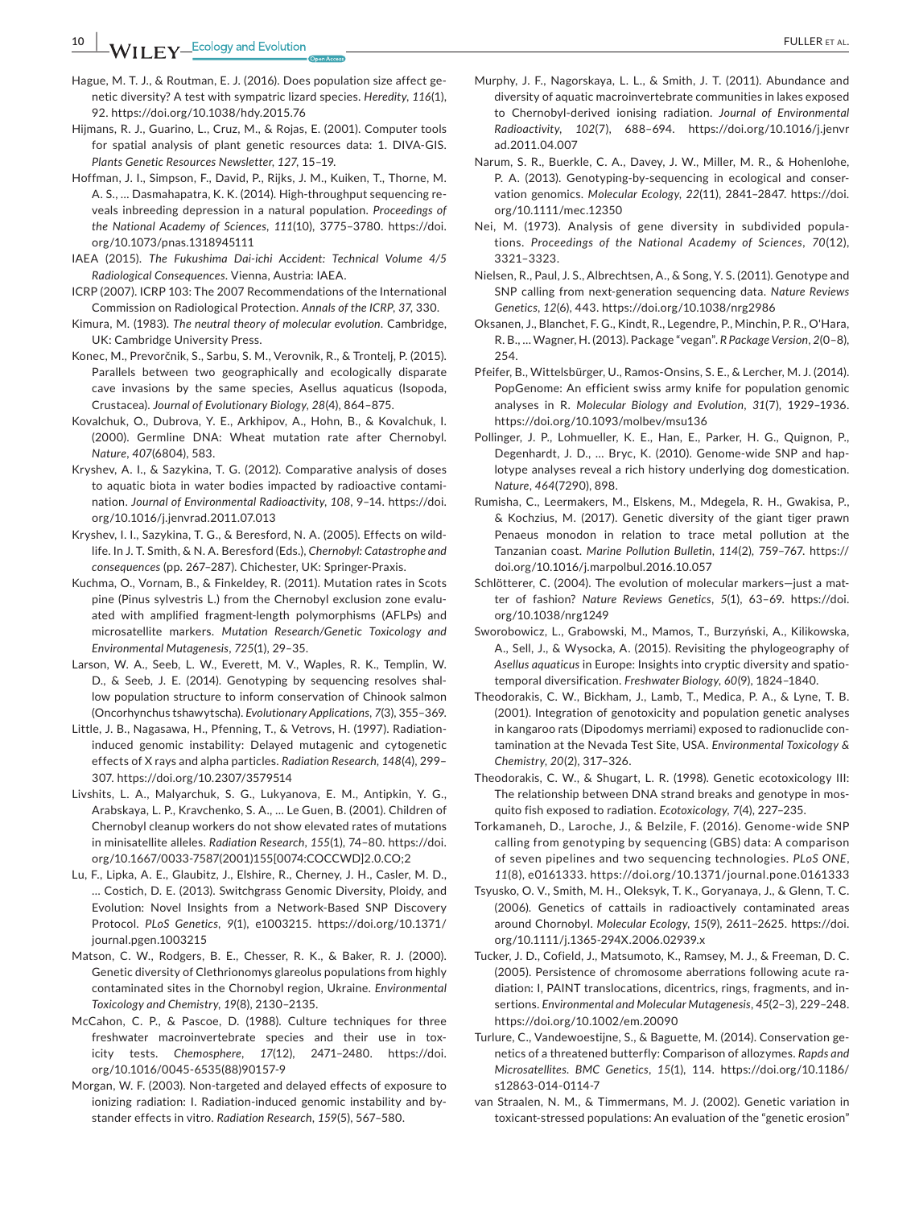Hague, M. T. J., & Routman, E. J. (2016). Does population size affect genetic diversity? A test with sympatric lizard species. *Heredity*, *116*(1), 92. https://doi.org/10.1038/hdy.2015.76

Hijmans, R. J., Guarino, L., Cruz, M., & Rojas, E. (2001). Computer tools for spatial analysis of plant genetic resources data: 1. DIVA-GIS. *Plants Genetic Resources Newsletter*, *127*, 15–19.

Hoffman, J. I., Simpson, F., David, P., Rijks, J. M., Kuiken, T., Thorne, M. A. S., … Dasmahapatra, K. K. (2014). High-throughput sequencing reveals inbreeding depression in a natural population. *Proceedings of the National Academy of Sciences*, *111*(10), 3775–3780. https://doi.org/10.1073/pnas.1318945111

IAEA (2015). *The Fukushima Dai-ichi Accident: Technical Volume 4/5 Radiological Consequences*. Vienna, Austria: IAEA.

ICRP (2007). ICRP 103: The 2007 Recommendations of the International Commission on Radiological Protection. *Annals of the ICRP*, *37*, 330.

Kimura, M. (1983). *The neutral theory of molecular evolution*. Cambridge, UK: Cambridge University Press.

Konec, M., Prevorčnik, S., Sarbu, S. M., Verovnik, R., & Trontelj, P. (2015). Parallels between two geographically and ecologically disparate cave invasions by the same species, Asellus aquaticus (Isopoda, Crustacea). *Journal of Evolutionary Biology*, *28*(4), 864–875.

Kovalchuk, O., Dubrova, Y. E., Arkhipov, A., Hohn, B., & Kovalchuk, I. (2000). Germline DNA: Wheat mutation rate after Chernobyl. *Nature*, *407*(6804), 583.

Kryshev, A. I., & Sazykina, T. G. (2012). Comparative analysis of doses to aquatic biota in water bodies impacted by radioactive contamination. *Journal of Environmental Radioactivity*, *108*, 9–14. https://doi.org/10.1016/j.jenvrad.2011.07.013

Kryshev, I. I., Sazykina, T. G., & Beresford, N. A. (2005). Effects on wildlife. In J. T. Smith, & N. A. Beresford (Eds.), *Chernobyl: Catastrophe and consequences* (pp. 267–287). Chichester, UK: Springer-Praxis.

Kuchma, O., Vornam, B., & Finkeldey, R. (2011). Mutation rates in Scots pine (Pinus sylvestris L.) from the Chernobyl exclusion zone evaluated with amplified fragment-length polymorphisms (AFLPs) and microsatellite markers. *Mutation Research/Genetic Toxicology and Environmental Mutagenesis*, *725*(1), 29–35.

Larson, W. A., Seeb, L. W., Everett, M. V., Waples, R. K., Templin, W. D., & Seeb, J. E. (2014). Genotyping by sequencing resolves shallow population structure to inform conservation of Chinook salmon (Oncorhynchus tshawytscha). *Evolutionary Applications*, *7*(3), 355–369.

Little, J. B., Nagasawa, H., Pfenning, T., & Vetrovs, H. (1997). Radiation-induced genomic instability: Delayed mutagenic and cytogenetic effects of X rays and alpha particles. *Radiation Research*, *148*(4), 299–307. https://doi.org/10.2307/3579514

Livshits, L. A., Malyarchuk, S. G., Lukyanova, E. M., Antipkin, Y. G., Arabskaya, L. P., Kravchenko, S. A., … Le Guen, B. (2001). Children of Chernobyl cleanup workers do not show elevated rates of mutations in minisatellite alleles. *Radiation Research*, *155*(1), 74–80. https://doi.org/10.1667/0033-7587(2001)155[0074:COCCWD]2.0.CO;2

Lu, F., Lipka, A. E., Glaubitz, J., Elshire, R., Cherney, J. H., Casler, M. D., … Costich, D. E. (2013). Switchgrass Genomic Diversity, Ploidy, and Evolution: Novel Insights from a Network-Based SNP Discovery Protocol. *PLoS Genetics*, *9*(1), e1003215. https://doi.org/10.1371/journal.pgen.1003215

Matson, C. W., Rodgers, B. E., Chesser, R. K., & Baker, R. J. (2000). Genetic diversity of Clethrionomys glareolus populations from highly contaminated sites in the Chornobyl region, Ukraine. *Environmental Toxicology and Chemistry*, *19*(8), 2130–2135.

McCahon, C. P., & Pascoe, D. (1988). Culture techniques for three freshwater macroinvertebrate species and their use in toxicity tests. *Chemosphere*, *17*(12), 2471–2480. https://doi.org/10.1016/0045-6535(88)90157-9

Morgan, W. F. (2003). Non-targeted and delayed effects of exposure to ionizing radiation: I. Radiation-induced genomic instability and bystander effects in vitro. *Radiation Research*, *159*(5), 567–580.

Murphy, J. F., Nagorskaya, L. L., & Smith, J. T. (2011). Abundance and diversity of aquatic macroinvertebrate communities in lakes exposed to Chernobyl-derived ionising radiation. *Journal of Environmental Radioactivity*, *102*(7), 688–694. https://doi.org/10.1016/j.jenvrad.2011.04.007

Narum, S. R., Buerkle, C. A., Davey, J. W., Miller, M. R., & Hohenlohe, P. A. (2013). Genotyping-by-sequencing in ecological and conservation genomics. *Molecular Ecology*, *22*(11), 2841–2847. https://doi.org/10.1111/mec.12350

Nei, M. (1973). Analysis of gene diversity in subdivided populations. *Proceedings of the National Academy of Sciences*, *70*(12), 3321–3323.

Nielsen, R., Paul, J. S., Albrechtsen, A., & Song, Y. S. (2011). Genotype and SNP calling from next-generation sequencing data. *Nature Reviews Genetics*, *12*(6), 443. https://doi.org/10.1038/nrg2986

Oksanen, J., Blanchet, F. G., Kindt, R., Legendre, P., Minchin, P. R., O'Hara, R. B., … Wagner, H. (2013). Package "vegan". *R Package Version*, *2*(0–8), 254.

Pfeifer, B., Wittelsbürger, U., Ramos-Onsins, S. E., & Lercher, M. J. (2014). PopGenome: An efficient swiss army knife for population genomic analyses in R. *Molecular Biology and Evolution*, *31*(7), 1929–1936. https://doi.org/10.1093/molbev/msu136

Pollinger, J. P., Lohmueller, K. E., Han, E., Parker, H. G., Quignon, P., Degenhardt, J. D., … Bryc, K. (2010). Genome-wide SNP and haplotype analyses reveal a rich history underlying dog domestication. *Nature*, *464*(7290), 898.

Rumisha, C., Leermakers, M., Elskens, M., Mdegela, R. H., Gwakisa, P., & Kochzius, M. (2017). Genetic diversity of the giant tiger prawn Penaeus monodon in relation to trace metal pollution at the Tanzanian coast. *Marine Pollution Bulletin*, *114*(2), 759–767. https://doi.org/10.1016/j.marpolbul.2016.10.057

Schlötterer, C. (2004). The evolution of molecular markers—just a matter of fashion? *Nature Reviews Genetics*, *5*(1), 63–69. https://doi.org/10.1038/nrg1249

Sworobowicz, L., Grabowski, M., Mamos, T., Burzyński, A., Kilikowska, A., Sell, J., & Wysocka, A. (2015). Revisiting the phylogeography of *Asellus aquaticus* in Europe: Insights into cryptic diversity and spatiotemporal diversification. *Freshwater Biology*, *60*(9), 1824–1840.

Theodorakis, C. W., Bickham, J., Lamb, T., Medica, P. A., & Lyne, T. B. (2001). Integration of genotoxicity and population genetic analyses in kangaroo rats (Dipodomys merriami) exposed to radionuclide contamination at the Nevada Test Site, USA. *Environmental Toxicology & Chemistry*, *20*(2), 317–326.

Theodorakis, C. W., & Shugart, L. R. (1998). Genetic ecotoxicology III: The relationship between DNA strand breaks and genotype in mosquito fish exposed to radiation. *Ecotoxicology*, *7*(4), 227–235.

Torkamaneh, D., Laroche, J., & Belzile, F. (2016). Genome-wide SNP calling from genotyping by sequencing (GBS) data: A comparison of seven pipelines and two sequencing technologies. *PLoS ONE*, *11*(8), e0161333. https://doi.org/10.1371/journal.pone.0161333

Tsyusko, O. V., Smith, M. H., Oleksyk, T. K., Goryanaya, J., & Glenn, T. C. (2006). Genetics of cattails in radioactively contaminated areas around Chornobyl. *Molecular Ecology*, *15*(9), 2611–2625. https://doi.org/10.1111/j.1365-294X.2006.02939.x

Tucker, J. D., Cofield, J., Matsumoto, K., Ramsey, M. J., & Freeman, D. C. (2005). Persistence of chromosome aberrations following acute radiation: I, PAINT translocations, dicentrics, rings, fragments, and insertions. *Environmental and Molecular Mutagenesis*, *45*(2–3), 229–248. https://doi.org/10.1002/em.20090

Turlure, C., Vandewoestijne, S., & Baguette, M. (2014). Conservation genetics of a threatened butterfly: Comparison of allozymes. *Rapds and Microsatellites. BMC Genetics*, *15*(1), 114. https://doi.org/10.1186/s12863-014-0114-7

van Straalen, N. M., & Timmermans, M. J. (2002). Genetic variation in toxicant-stressed populations: An evaluation of the "genetic erosion"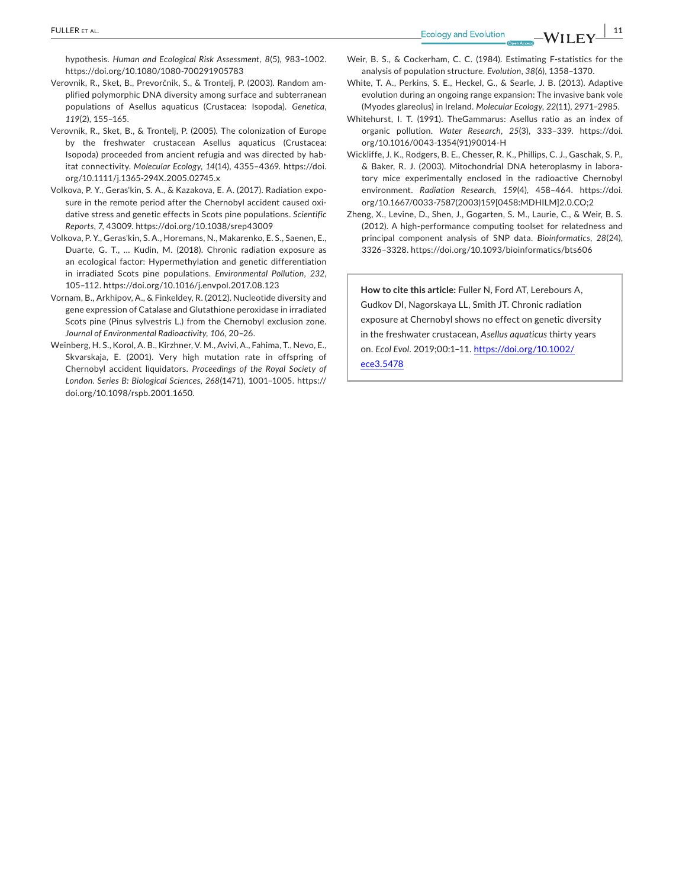hypothesis. *Human and Ecological Risk Assessment*, *8*(5), 983–1002. https://doi.org/10.1080/1080-700291905783

Verovnik, R., Sket, B., Prevorčnik, S., & Trontelj, P. (2003). Random amplified polymorphic DNA diversity among surface and subterranean populations of Asellus aquaticus (Crustacea: Isopoda). *Genetica*, *119*(2), 155–165.

Verovnik, R., Sket, B., & Trontelj, P. (2005). The colonization of Europe by the freshwater crustacean Asellus aquaticus (Crustacea: Isopoda) proceeded from ancient refugia and was directed by habitat connectivity. *Molecular Ecology*, *14*(14), 4355–4369. https://doi.org/10.1111/j.1365-294X.2005.02745.x

Volkova, P. Y., Geras'kin, S. A., & Kazakova, E. A. (2017). Radiation exposure in the remote period after the Chernobyl accident caused oxidative stress and genetic effects in Scots pine populations. *Scientific Reports*, *7*, 43009. https://doi.org/10.1038/srep43009

Volkova, P. Y., Geras'kin, S. A., Horemans, N., Makarenko, E. S., Saenen, E., Duarte, G. T., … Kudin, M. (2018). Chronic radiation exposure as an ecological factor: Hypermethylation and genetic differentiation in irradiated Scots pine populations. *Environmental Pollution*, *232*, 105–112. https://doi.org/10.1016/j.envpol.2017.08.123

Vornam, B., Arkhipov, A., & Finkeldey, R. (2012). Nucleotide diversity and gene expression of Catalase and Glutathione peroxidase in irradiated Scots pine (Pinus sylvestris L.) from the Chernobyl exclusion zone. *Journal of Environmental Radioactivity*, *106*, 20–26.

Weinberg, H. S., Korol, A. B., Kirzhner, V. M., Avivi, A., Fahima, T., Nevo, E., Skvarskaja, E. (2001). Very high mutation rate in offspring of Chernobyl accident liquidators. *Proceedings of the Royal Society of London. Series B: Biological Sciences*, *268*(1471), 1001–1005. https://doi.org/10.1098/rspb.2001.1650.

Weir, B. S., & Cockerham, C. C. (1984). Estimating F-statistics for the analysis of population structure. *Evolution*, *38*(6), 1358–1370.

White, T. A., Perkins, S. E., Heckel, G., & Searle, J. B. (2013). Adaptive evolution during an ongoing range expansion: The invasive bank vole (Myodes glareolus) in Ireland. *Molecular Ecology*, *22*(11), 2971–2985.

Whitehurst, I. T. (1991). TheGammarus: Asellus ratio as an index of organic pollution. *Water Research*, *25*(3), 333–339. https://doi.org/10.1016/0043-1354(91)90014-H

Wickliffe, J. K., Rodgers, B. E., Chesser, R. K., Phillips, C. J., Gaschak, S. P., & Baker, R. J. (2003). Mitochondrial DNA heteroplasmy in laboratory mice experimentally enclosed in the radioactive Chernobyl environment. *Radiation Research*, *159*(4), 458–464. https://doi.org/10.1667/0033-7587(2003)159[0458:MDHILM]2.0.CO;2

Zheng, X., Levine, D., Shen, J., Gogarten, S. M., Laurie, C., & Weir, B. S. (2012). A high-performance computing toolset for relatedness and principal component analysis of SNP data. *Bioinformatics*, *28*(24), 3326–3328. https://doi.org/10.1093/bioinformatics/bts606

**How to cite this article:** Fuller N, Ford AT, Lerebours A, Gudkov DI, Nagorskaya LL, Smith JT. Chronic radiation exposure at Chernobyl shows no effect on genetic diversity in the freshwater crustacean, *Asellus aquaticus* thirty years on. *Ecol Evol*. 2019;00:1–11. https://doi.org/10.1002/ece3.5478